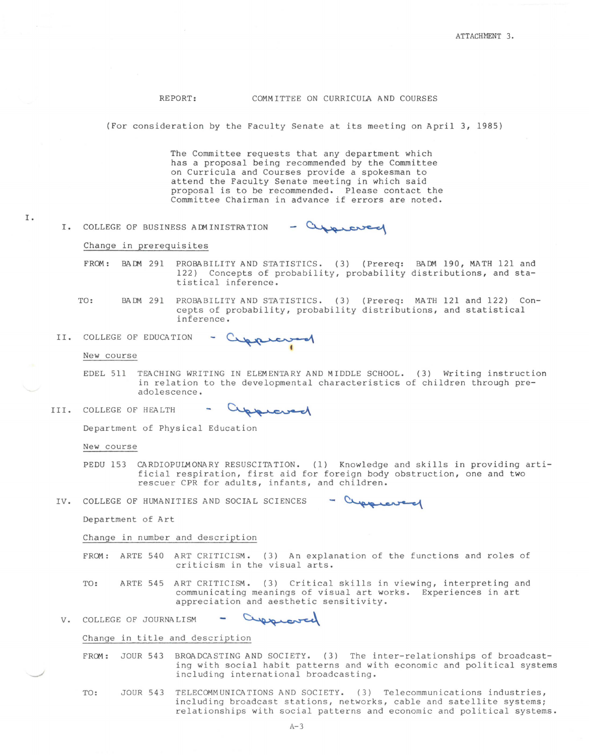ATTACHMENT 3.

REPORT: COMMITTEE ON CURRICULA AND COURSES

(For consideration by the Faculty Senate at its meeting on April 3, 1985)

The Committee requests that any department which has a proposal being recommended by the Committee on Curricula and Courses provide a spokesman to attend the Faculty Senate meeting in which said proposal is to be recommended. Please contact the Committee Chairman in advance if errors are noted.

I.

## I. COLLEGE OF BUSINESS ADMINISTRATION - Approved

Change in prerequisites

FROM: BADM 291 PROBABILITY AND STATISTICS. (3) (Prereq: BADM 190, MATH 121 and 122) Concepts of probability, probability distributions, and statistical inference.

TO: BADM 291 PROBABILITY AND STATISTICS. (3) (Prereq: MATH 121 and 122) Concepts of probability, probability distributions, and statistical inference.

## II. COLLEGE OF EDUCATION - Approved

New course

EDEL 511 TEACHING WRITING IN ELEMENTARY AND MIDDLE SCHOOL. (3) Writing instruction in relation to the developmental characteristics of children through pre-adolescence.

## III. COLLEGE OF HEALTH - Approved

Department of Physical Education

New course

PEDU 153 CARDIOPULMONARY RESUSCITATION. (1) Knowledge and skills in providing artificial respiration, first aid for foreign body obstruction, one and two rescuer CPR for adults, infants, and children.

## IV. COLLEGE OF HUMANITIES AND SOCIAL SCIENCES - Approved

Department of Art

Change in number and description

FROM: ARTE 540 ART CRITICISM. (3) An explanation of the functions and roles of criticism in the visual arts.

TO: ARTE 545 ART CRITICISM. (3) Critical skills in viewing, interpreting and communicating meanings of visual art works. Experiences in art appreciation and aesthetic sensitivity.

## V. COLLEGE OF JOURNALISM - Approved

Change in title and description

FROM: JOUR 543 BROADCASTING AND SOCIETY. (3) The inter-relationships of broadcasting with social habit patterns and with economic and political systems including international broadcasting.

TO: JOUR 543 TELECOMMUNICATIONS AND SOCIETY. (3) Telecommunications industries, including broadcast stations, networks, cable and satellite systems; relationships with social patterns and economic and political systems.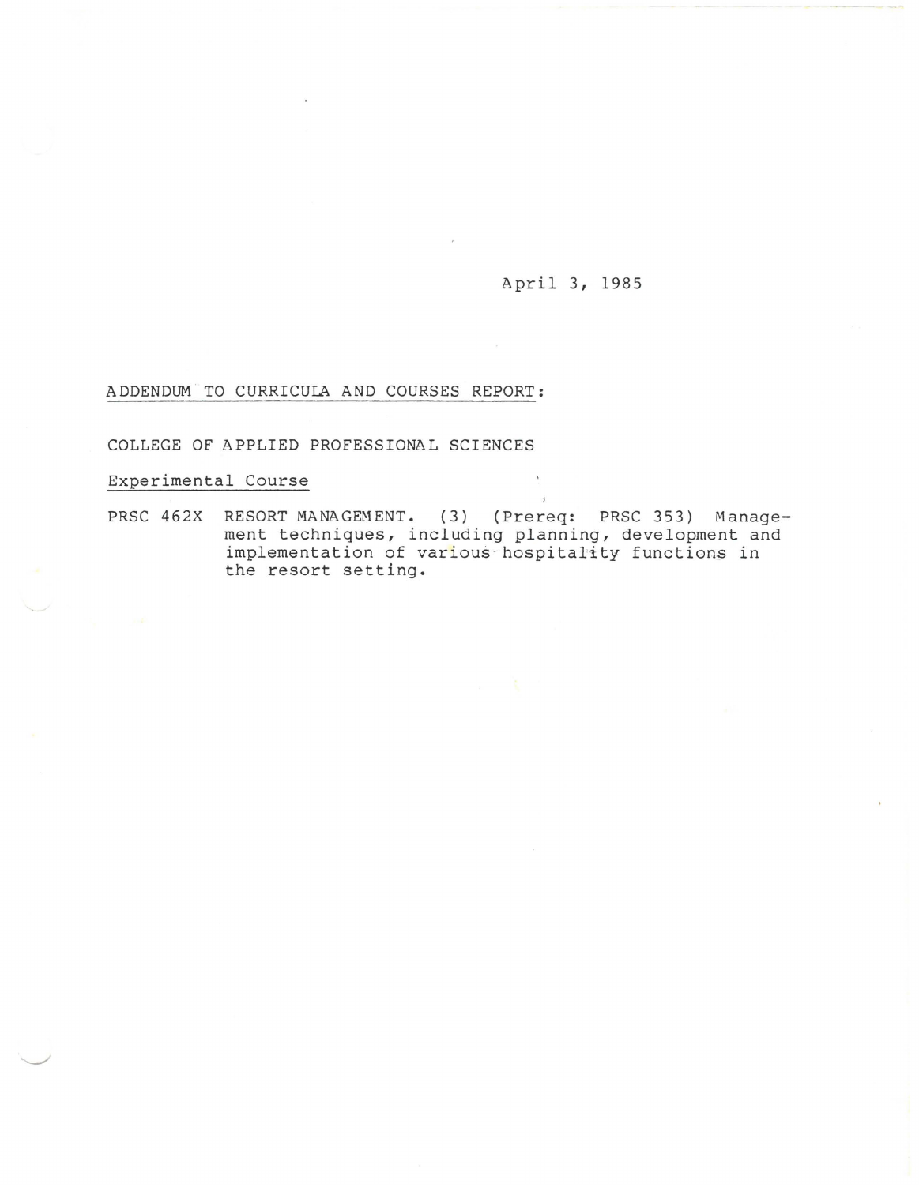April 3, 1985

ADDENDUM TO CURRICULA AND COURSES REPORT:

COLLEGE OF APPLIED PROFESSIONAL SCIENCES

Experimental Course

PRSC 462X RESORT MANAGEMENT. (3) (Prereq: PRSC 353) Management techniques, including planning, development and implementation of various hospitality functions in the resort setting.